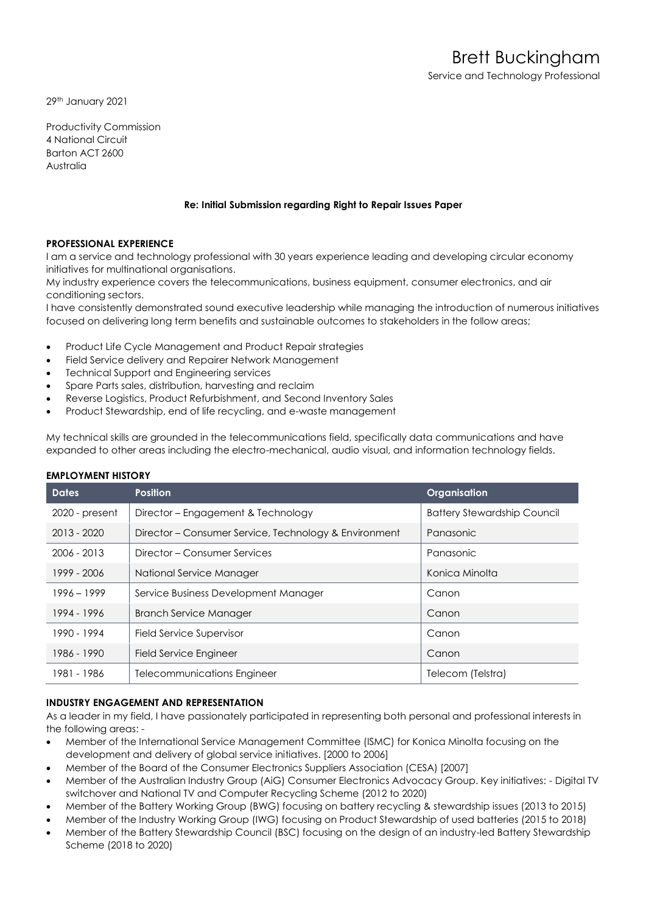# Brett Buckingham

Service and Technology Professional

29th January 2021

Productivity Commission
4 National Circuit
Barton ACT 2600
Australia

**Re: Initial Submission regarding Right to Repair Issues Paper**

## PROFESSIONAL EXPERIENCE

I am a service and technology professional with 30 years experience leading and developing circular economy initiatives for multinational organisations.

My industry experience covers the telecommunications, business equipment, consumer electronics, and air conditioning sectors.

I have consistently demonstrated sound executive leadership while managing the introduction of numerous initiatives focused on delivering long term benefits and sustainable outcomes to stakeholders in the follow areas;

- Product Life Cycle Management and Product Repair strategies
- Field Service delivery and Repairer Network Management
- Technical Support and Engineering services
- Spare Parts sales, distribution, harvesting and reclaim
- Reverse Logistics, Product Refurbishment, and Second Inventory Sales
- Product Stewardship, end of life recycling, and e-waste management

My technical skills are grounded in the telecommunications field, specifically data communications and have expanded to other areas including the electro-mechanical, audio visual, and information technology fields.

## EMPLOYMENT HISTORY

| Dates | Position | Organisation |
|---|---|---|
| 2020 - present | Director – Engagement & Technology | Battery Stewardship Council |
| 2013 - 2020 | Director – Consumer Service, Technology & Environment | Panasonic |
| 2006 - 2013 | Director – Consumer Services | Panasonic |
| 1999 - 2006 | National Service Manager | Konica Minolta |
| 1996 – 1999 | Service Business Development Manager | Canon |
| 1994 - 1996 | Branch Service Manager | Canon |
| 1990 - 1994 | Field Service Supervisor | Canon |
| 1986 - 1990 | Field Service Engineer | Canon |
| 1981 - 1986 | Telecommunications Engineer | Telecom (Telstra) |

## INDUSTRY ENGAGEMENT AND REPRESENTATION

As a leader in my field, I have passionately participated in representing both personal and professional interests in the following areas: -

- Member of the International Service Management Committee (ISMC) for Konica Minolta focusing on the development and delivery of global service initiatives. [2000 to 2006]
- Member of the Board of the Consumer Electronics Suppliers Association (CESA) [2007]
- Member of the Australian Industry Group (AiG) Consumer Electronics Advocacy Group. Key initiatives: - Digital TV switchover and National TV and Computer Recycling Scheme (2012 to 2020)
- Member of the Battery Working Group (BWG) focusing on battery recycling & stewardship issues (2013 to 2015)
- Member of the Industry Working Group (IWG) focusing on Product Stewardship of used batteries (2015 to 2018)
- Member of the Battery Stewardship Council (BSC) focusing on the design of an industry-led Battery Stewardship Scheme (2018 to 2020)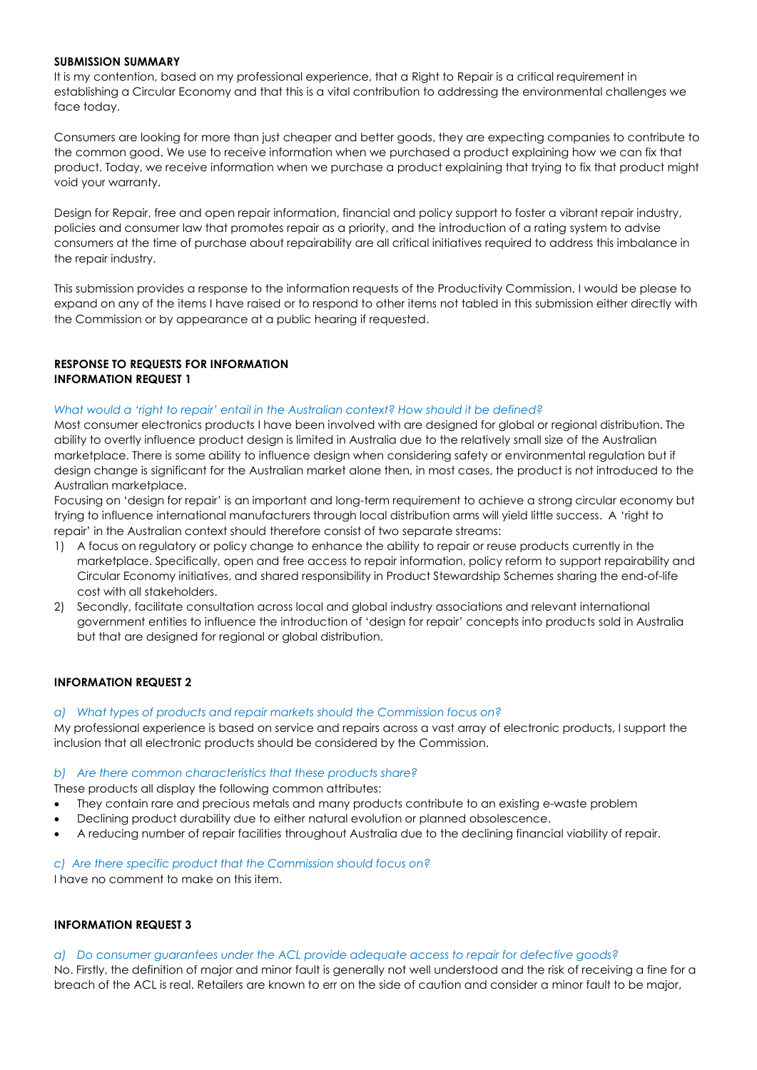**SUBMISSION SUMMARY**

It is my contention, based on my professional experience, that a Right to Repair is a critical requirement in establishing a Circular Economy and that this is a vital contribution to addressing the environmental challenges we face today.

Consumers are looking for more than just cheaper and better goods, they are expecting companies to contribute to the common good. We use to receive information when we purchased a product explaining how we can fix that product. Today, we receive information when we purchase a product explaining that trying to fix that product might void your warranty.

Design for Repair, free and open repair information, financial and policy support to foster a vibrant repair industry, policies and consumer law that promotes repair as a priority, and the introduction of a rating system to advise consumers at the time of purchase about repairability are all critical initiatives required to address this imbalance in the repair industry.

This submission provides a response to the information requests of the Productivity Commission. I would be please to expand on any of the items I have raised or to respond to other items not tabled in this submission either directly with the Commission or by appearance at a public hearing if requested.

**RESPONSE TO REQUESTS FOR INFORMATION**

**INFORMATION REQUEST 1**

*What would a 'right to repair' entail in the Australian context? How should it be defined?*

Most consumer electronics products I have been involved with are designed for global or regional distribution. The ability to overtly influence product design is limited in Australia due to the relatively small size of the Australian marketplace. There is some ability to influence design when considering safety or environmental regulation but if design change is significant for the Australian market alone then, in most cases, the product is not introduced to the Australian marketplace.

Focusing on 'design for repair' is an important and long-term requirement to achieve a strong circular economy but trying to influence international manufacturers through local distribution arms will yield little success. A 'right to repair' in the Australian context should therefore consist of two separate streams:

1) A focus on regulatory or policy change to enhance the ability to repair or reuse products currently in the marketplace. Specifically, open and free access to repair information, policy reform to support repairability and Circular Economy initiatives, and shared responsibility in Product Stewardship Schemes sharing the end-of-life cost with all stakeholders.
2) Secondly, facilitate consultation across local and global industry associations and relevant international government entities to influence the introduction of 'design for repair' concepts into products sold in Australia but that are designed for regional or global distribution.

**INFORMATION REQUEST 2**

*a) What types of products and repair markets should the Commission focus on?*

My professional experience is based on service and repairs across a vast array of electronic products, I support the inclusion that all electronic products should be considered by the Commission.

*b) Are there common characteristics that these products share?*

These products all display the following common attributes:

- They contain rare and precious metals and many products contribute to an existing e-waste problem
- Declining product durability due to either natural evolution or planned obsolescence.
- A reducing number of repair facilities throughout Australia due to the declining financial viability of repair.

*c) Are there specific product that the Commission should focus on?*

I have no comment to make on this item.

**INFORMATION REQUEST 3**

*a) Do consumer guarantees under the ACL provide adequate access to repair for defective goods?*

No. Firstly, the definition of major and minor fault is generally not well understood and the risk of receiving a fine for a breach of the ACL is real. Retailers are known to err on the side of caution and consider a minor fault to be major,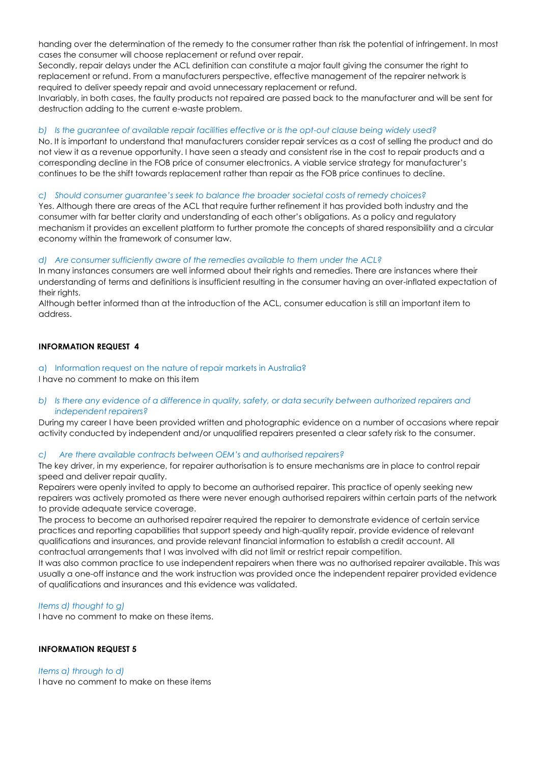handing over the determination of the remedy to the consumer rather than risk the potential of infringement. In most cases the consumer will choose replacement or refund over repair.

Secondly, repair delays under the ACL definition can constitute a major fault giving the consumer the right to replacement or refund. From a manufacturers perspective, effective management of the repairer network is required to deliver speedy repair and avoid unnecessary replacement or refund.

Invariably, in both cases, the faulty products not repaired are passed back to the manufacturer and will be sent for destruction adding to the current e-waste problem.

*b) Is the guarantee of available repair facilities effective or is the opt-out clause being widely used?*

No. It is important to understand that manufacturers consider repair services as a cost of selling the product and do not view it as a revenue opportunity. I have seen a steady and consistent rise in the cost to repair products and a corresponding decline in the FOB price of consumer electronics. A viable service strategy for manufacturer's continues to be the shift towards replacement rather than repair as the FOB price continues to decline.

*c) Should consumer guarantee's seek to balance the broader societal costs of remedy choices?*

Yes. Although there are areas of the ACL that require further refinement it has provided both industry and the consumer with far better clarity and understanding of each other's obligations. As a policy and regulatory mechanism it provides an excellent platform to further promote the concepts of shared responsibility and a circular economy within the framework of consumer law.

*d) Are consumer sufficiently aware of the remedies available to them under the ACL?*

In many instances consumers are well informed about their rights and remedies. There are instances where their understanding of terms and definitions is insufficient resulting in the consumer having an over-inflated expectation of their rights.

Although better informed than at the introduction of the ACL, consumer education is still an important item to address.

**INFORMATION REQUEST 4**

a) Information request on the nature of repair markets in Australia?

I have no comment to make on this item

*b) Is there any evidence of a difference in quality, safety, or data security between authorized repairers and independent repairers?*

During my career I have been provided written and photographic evidence on a number of occasions where repair activity conducted by independent and/or unqualified repairers presented a clear safety risk to the consumer.

*c) Are there available contracts between OEM's and authorised repairers?*

The key driver, in my experience, for repairer authorisation is to ensure mechanisms are in place to control repair speed and deliver repair quality.

Repairers were openly invited to apply to become an authorised repairer. This practice of openly seeking new repairers was actively promoted as there were never enough authorised repairers within certain parts of the network to provide adequate service coverage.

The process to become an authorised repairer required the repairer to demonstrate evidence of certain service practices and reporting capabilities that support speedy and high-quality repair, provide evidence of relevant qualifications and insurances, and provide relevant financial information to establish a credit account. All contractual arrangements that I was involved with did not limit or restrict repair competition.

It was also common practice to use independent repairers when there was no authorised repairer available. This was usually a one-off instance and the work instruction was provided once the independent repairer provided evidence of qualifications and insurances and this evidence was validated.

*Items d) thought to g)*

I have no comment to make on these items.

**INFORMATION REQUEST 5**

*Items a) through to d)*

I have no comment to make on these items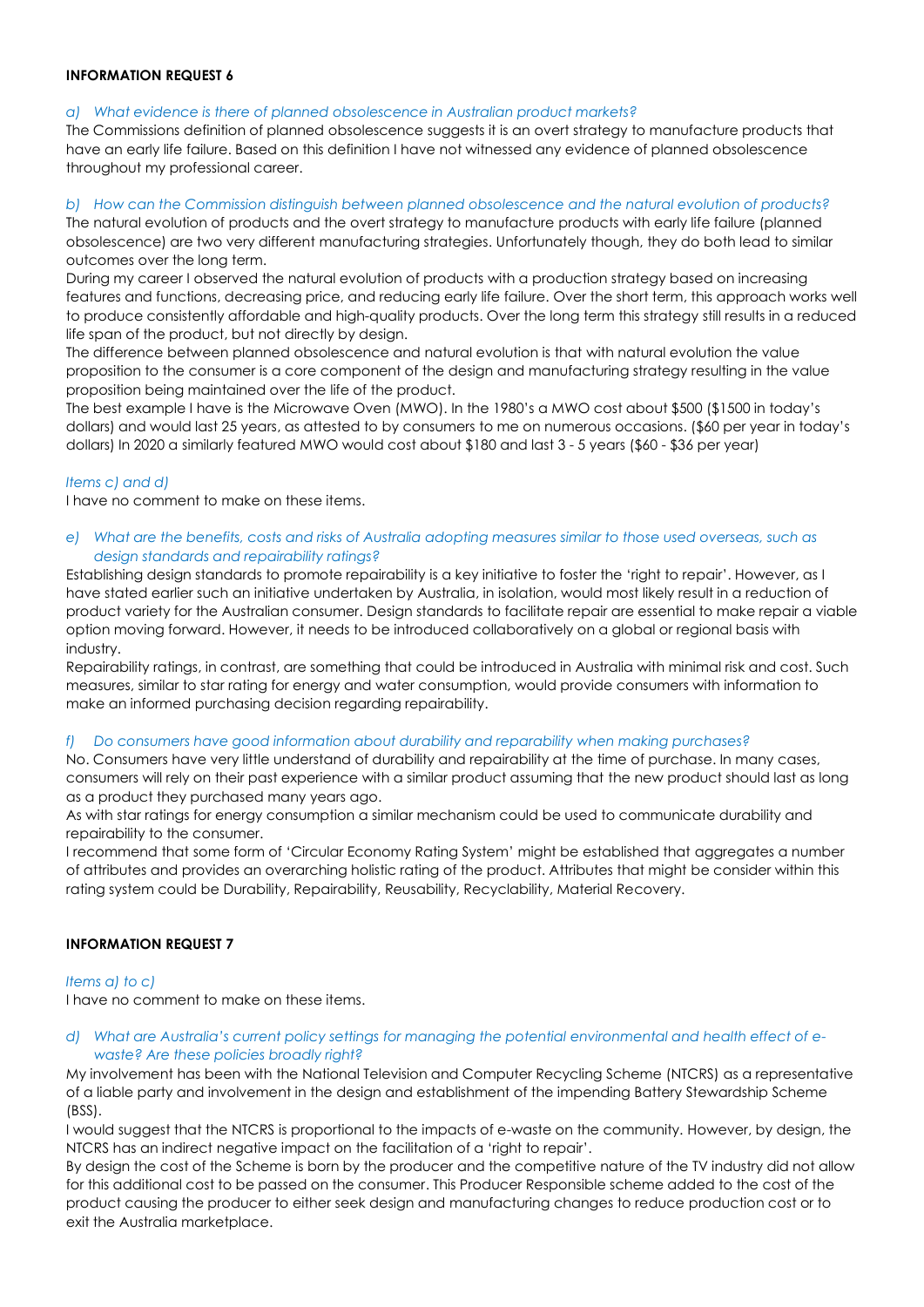**INFORMATION REQUEST 6**

*a) What evidence is there of planned obsolescence in Australian product markets?*

The Commissions definition of planned obsolescence suggests it is an overt strategy to manufacture products that have an early life failure. Based on this definition I have not witnessed any evidence of planned obsolescence throughout my professional career.

*b) How can the Commission distinguish between planned obsolescence and the natural evolution of products?*

The natural evolution of products and the overt strategy to manufacture products with early life failure (planned obsolescence) are two very different manufacturing strategies. Unfortunately though, they do both lead to similar outcomes over the long term.

During my career I observed the natural evolution of products with a production strategy based on increasing features and functions, decreasing price, and reducing early life failure. Over the short term, this approach works well to produce consistently affordable and high-quality products. Over the long term this strategy still results in a reduced life span of the product, but not directly by design.

The difference between planned obsolescence and natural evolution is that with natural evolution the value proposition to the consumer is a core component of the design and manufacturing strategy resulting in the value proposition being maintained over the life of the product.

The best example I have is the Microwave Oven (MWO). In the 1980's a MWO cost about $500 ($1500 in today's dollars) and would last 25 years, as attested to by consumers to me on numerous occasions. ($60 per year in today's dollars) In 2020 a similarly featured MWO would cost about $180 and last 3 - 5 years ($60 - $36 per year)

*Items c) and d)*

I have no comment to make on these items.

*e) What are the benefits, costs and risks of Australia adopting measures similar to those used overseas, such as design standards and repairability ratings?*

Establishing design standards to promote repairability is a key initiative to foster the 'right to repair'. However, as I have stated earlier such an initiative undertaken by Australia, in isolation, would most likely result in a reduction of product variety for the Australian consumer. Design standards to facilitate repair are essential to make repair a viable option moving forward. However, it needs to be introduced collaboratively on a global or regional basis with industry.

Repairability ratings, in contrast, are something that could be introduced in Australia with minimal risk and cost. Such measures, similar to star rating for energy and water consumption, would provide consumers with information to make an informed purchasing decision regarding repairability.

*f) Do consumers have good information about durability and reparability when making purchases?*

No. Consumers have very little understand of durability and repairability at the time of purchase. In many cases, consumers will rely on their past experience with a similar product assuming that the new product should last as long as a product they purchased many years ago.

As with star ratings for energy consumption a similar mechanism could be used to communicate durability and repairability to the consumer.

I recommend that some form of 'Circular Economy Rating System' might be established that aggregates a number of attributes and provides an overarching holistic rating of the product. Attributes that might be consider within this rating system could be Durability, Repairability, Reusability, Recyclability, Material Recovery.

**INFORMATION REQUEST 7**

*Items a) to c)*

I have no comment to make on these items.

*d) What are Australia's current policy settings for managing the potential environmental and health effect of e-waste? Are these policies broadly right?*

My involvement has been with the National Television and Computer Recycling Scheme (NTCRS) as a representative of a liable party and involvement in the design and establishment of the impending Battery Stewardship Scheme (BSS).

I would suggest that the NTCRS is proportional to the impacts of e-waste on the community. However, by design, the NTCRS has an indirect negative impact on the facilitation of a 'right to repair'.

By design the cost of the Scheme is born by the producer and the competitive nature of the TV industry did not allow for this additional cost to be passed on the consumer. This Producer Responsible scheme added to the cost of the product causing the producer to either seek design and manufacturing changes to reduce production cost or to exit the Australia marketplace.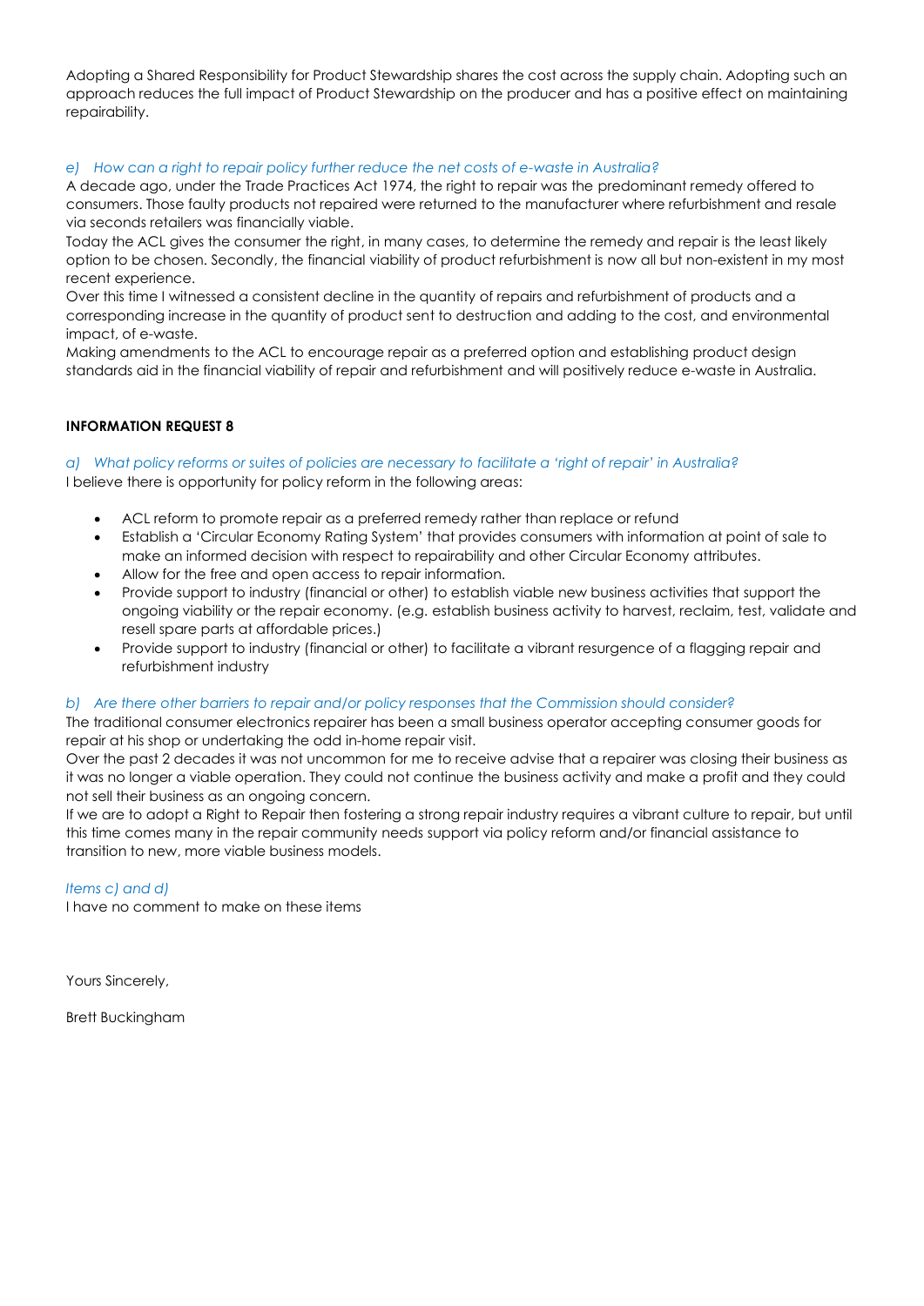Adopting a Shared Responsibility for Product Stewardship shares the cost across the supply chain. Adopting such an approach reduces the full impact of Product Stewardship on the producer and has a positive effect on maintaining repairability.

*e) How can a right to repair policy further reduce the net costs of e-waste in Australia?*

A decade ago, under the Trade Practices Act 1974, the right to repair was the predominant remedy offered to consumers. Those faulty products not repaired were returned to the manufacturer where refurbishment and resale via seconds retailers was financially viable.

Today the ACL gives the consumer the right, in many cases, to determine the remedy and repair is the least likely option to be chosen. Secondly, the financial viability of product refurbishment is now all but non-existent in my most recent experience.

Over this time I witnessed a consistent decline in the quantity of repairs and refurbishment of products and a corresponding increase in the quantity of product sent to destruction and adding to the cost, and environmental impact, of e-waste.

Making amendments to the ACL to encourage repair as a preferred option and establishing product design standards aid in the financial viability of repair and refurbishment and will positively reduce e-waste in Australia.

**INFORMATION REQUEST 8**

*a) What policy reforms or suites of policies are necessary to facilitate a 'right of repair' in Australia?*

I believe there is opportunity for policy reform in the following areas:

- ACL reform to promote repair as a preferred remedy rather than replace or refund
- Establish a 'Circular Economy Rating System' that provides consumers with information at point of sale to make an informed decision with respect to repairability and other Circular Economy attributes.
- Allow for the free and open access to repair information.
- Provide support to industry (financial or other) to establish viable new business activities that support the ongoing viability or the repair economy. (e.g. establish business activity to harvest, reclaim, test, validate and resell spare parts at affordable prices.)
- Provide support to industry (financial or other) to facilitate a vibrant resurgence of a flagging repair and refurbishment industry

*b) Are there other barriers to repair and/or policy responses that the Commission should consider?*

The traditional consumer electronics repairer has been a small business operator accepting consumer goods for repair at his shop or undertaking the odd in-home repair visit.

Over the past 2 decades it was not uncommon for me to receive advise that a repairer was closing their business as it was no longer a viable operation. They could not continue the business activity and make a profit and they could not sell their business as an ongoing concern.

If we are to adopt a Right to Repair then fostering a strong repair industry requires a vibrant culture to repair, but until this time comes many in the repair community needs support via policy reform and/or financial assistance to transition to new, more viable business models.

*Items c) and d)*

I have no comment to make on these items

Yours Sincerely,

Brett Buckingham